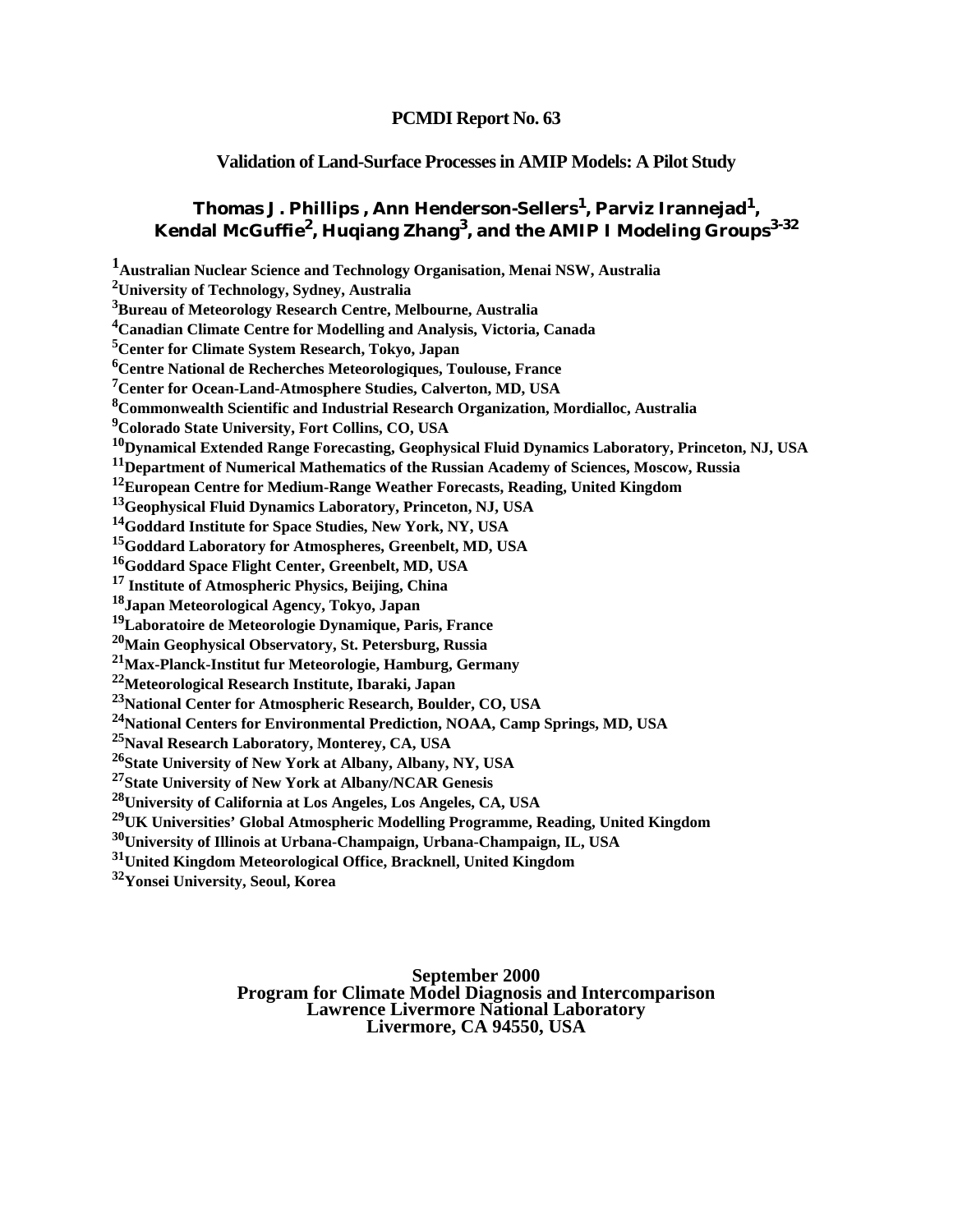# PCMDI Report No. 63

## Validation of Land-Surface Processes in AMIP Models: A Pilot Study

**Thomas J. Phillips , Ann Henderson-Sellers[1], Parviz Irannejad[1], Kendal McGuffie[2], Huqiang Zhang[3], and the AMIP I Modeling Groups[3-32]**

[1]**Australian Nuclear Science and Technology Organisation, Menai NSW, Australia**
[2]**University of Technology, Sydney, Australia**
[3]**Bureau of Meteorology Research Centre, Melbourne, Australia**
[4]**Canadian Climate Centre for Modelling and Analysis, Victoria, Canada**
[5]**Center for Climate System Research, Tokyo, Japan**
[6]**Centre National de Recherches Meteorologiques, Toulouse, France**
[7]**Center for Ocean-Land-Atmosphere Studies, Calverton, MD, USA**
[8]**Commonwealth Scientific and Industrial Research Organization, Mordialloc, Australia**
[9]**Colorado State University, Fort Collins, CO, USA**
[10]**Dynamical Extended Range Forecasting, Geophysical Fluid Dynamics Laboratory, Princeton, NJ, USA**
[11]**Department of Numerical Mathematics of the Russian Academy of Sciences, Moscow, Russia**
[12]**European Centre for Medium-Range Weather Forecasts, Reading, United Kingdom**
[13]**Geophysical Fluid Dynamics Laboratory, Princeton, NJ, USA**
[14]**Goddard Institute for Space Studies, New York, NY, USA**
[15]**Goddard Laboratory for Atmospheres, Greenbelt, MD, USA**
[16]**Goddard Space Flight Center, Greenbelt, MD, USA**
[17] **Institute of Atmospheric Physics, Beijing, China**
[18]**Japan Meteorological Agency, Tokyo, Japan**
[19]**Laboratoire de Meteorologie Dynamique, Paris, France**
[20]**Main Geophysical Observatory, St. Petersburg, Russia**
[21]**Max-Planck-Institut fur Meteorologie, Hamburg, Germany**
[22]**Meteorological Research Institute, Ibaraki, Japan**
[23]**National Center for Atmospheric Research, Boulder, CO, USA**
[24]**National Centers for Environmental Prediction, NOAA, Camp Springs, MD, USA**
[25]**Naval Research Laboratory, Monterey, CA, USA**
[26]**State University of New York at Albany, Albany, NY, USA**
[27]**State University of New York at Albany/NCAR Genesis**
[28]**University of California at Los Angeles, Los Angeles, CA, USA**
[29]**UK Universities' Global Atmospheric Modelling Programme, Reading, United Kingdom**
[30]**University of Illinois at Urbana-Champaign, Urbana-Champaign, IL, USA**
[31]**United Kingdom Meteorological Office, Bracknell, United Kingdom**
[32]**Yonsei University, Seoul, Korea**

**September 2000**
**Program for Climate Model Diagnosis and Intercomparison**
**Lawrence Livermore National Laboratory**
**Livermore, CA 94550, USA**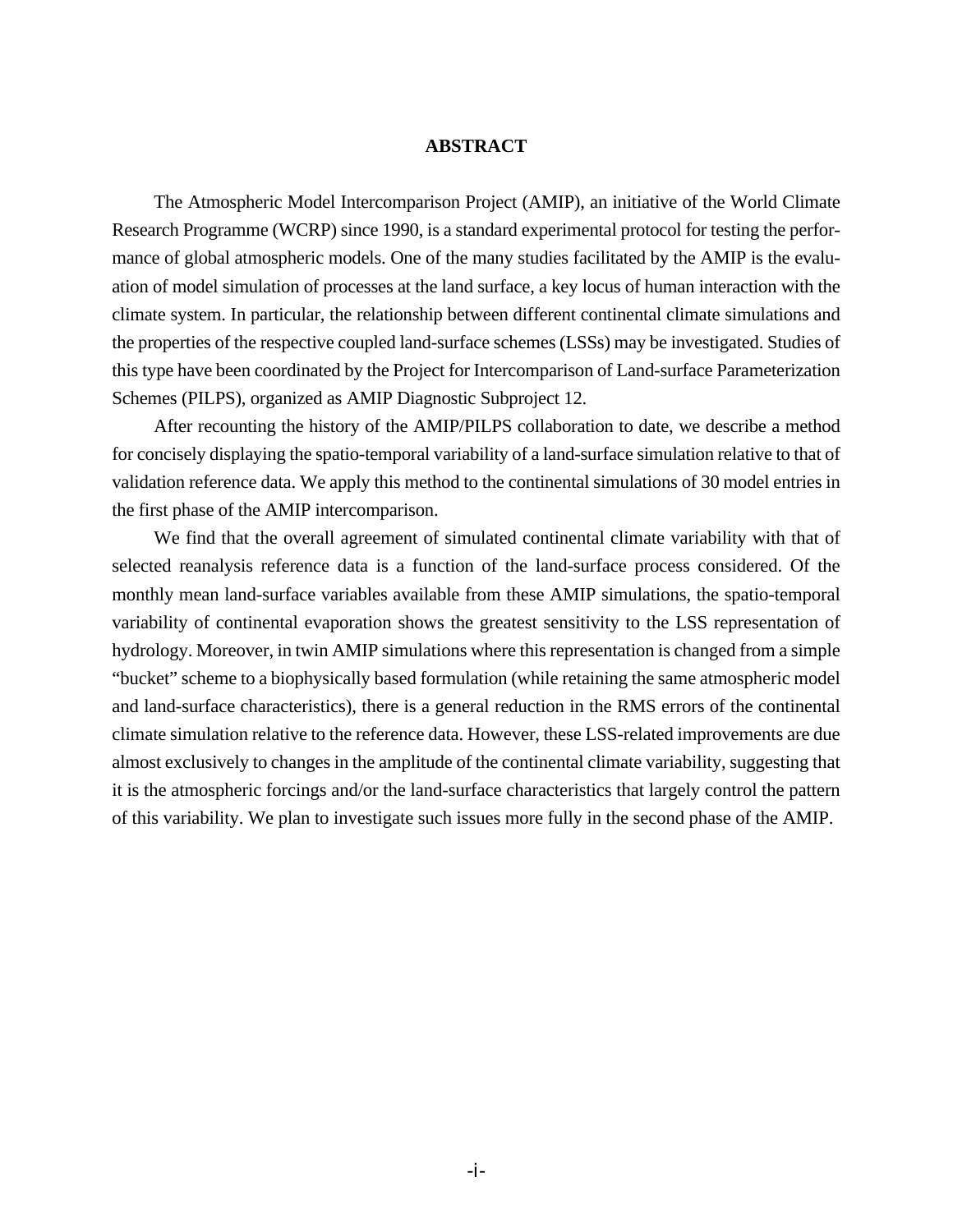## ABSTRACT

The Atmospheric Model Intercomparison Project (AMIP), an initiative of the World Climate Research Programme (WCRP) since 1990, is a standard experimental protocol for testing the performance of global atmospheric models. One of the many studies facilitated by the AMIP is the evaluation of model simulation of processes at the land surface, a key locus of human interaction with the climate system. In particular, the relationship between different continental climate simulations and the properties of the respective coupled land-surface schemes (LSSs) may be investigated. Studies of this type have been coordinated by the Project for Intercomparison of Land-surface Parameterization Schemes (PILPS), organized as AMIP Diagnostic Subproject 12.

After recounting the history of the AMIP/PILPS collaboration to date, we describe a method for concisely displaying the spatio-temporal variability of a land-surface simulation relative to that of validation reference data. We apply this method to the continental simulations of 30 model entries in the first phase of the AMIP intercomparison.

We find that the overall agreement of simulated continental climate variability with that of selected reanalysis reference data is a function of the land-surface process considered. Of the monthly mean land-surface variables available from these AMIP simulations, the spatio-temporal variability of continental evaporation shows the greatest sensitivity to the LSS representation of hydrology. Moreover, in twin AMIP simulations where this representation is changed from a simple "bucket" scheme to a biophysically based formulation (while retaining the same atmospheric model and land-surface characteristics), there is a general reduction in the RMS errors of the continental climate simulation relative to the reference data. However, these LSS-related improvements are due almost exclusively to changes in the amplitude of the continental climate variability, suggesting that it is the atmospheric forcings and/or the land-surface characteristics that largely control the pattern of this variability. We plan to investigate such issues more fully in the second phase of the AMIP.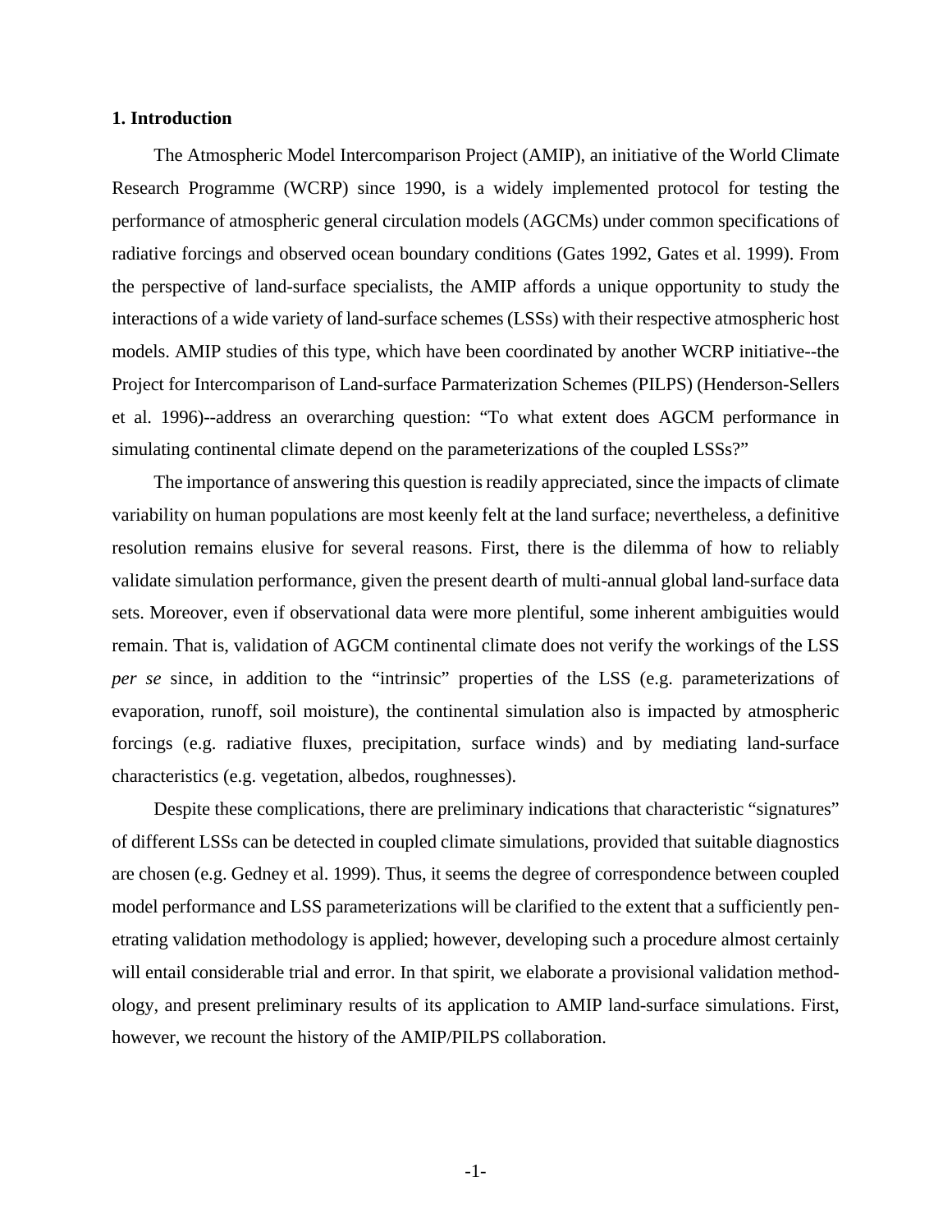## 1. Introduction

The Atmospheric Model Intercomparison Project (AMIP), an initiative of the World Climate Research Programme (WCRP) since 1990, is a widely implemented protocol for testing the performance of atmospheric general circulation models (AGCMs) under common specifications of radiative forcings and observed ocean boundary conditions (Gates 1992, Gates et al. 1999). From the perspective of land-surface specialists, the AMIP affords a unique opportunity to study the interactions of a wide variety of land-surface schemes (LSSs) with their respective atmospheric host models. AMIP studies of this type, which have been coordinated by another WCRP initiative--the Project for Intercomparison of Land-surface Parmaterization Schemes (PILPS) (Henderson-Sellers et al. 1996)--address an overarching question: "To what extent does AGCM performance in simulating continental climate depend on the parameterizations of the coupled LSSs?"

The importance of answering this question is readily appreciated, since the impacts of climate variability on human populations are most keenly felt at the land surface; nevertheless, a definitive resolution remains elusive for several reasons. First, there is the dilemma of how to reliably validate simulation performance, given the present dearth of multi-annual global land-surface data sets. Moreover, even if observational data were more plentiful, some inherent ambiguities would remain. That is, validation of AGCM continental climate does not verify the workings of the LSS *per se* since, in addition to the "intrinsic" properties of the LSS (e.g. parameterizations of evaporation, runoff, soil moisture), the continental simulation also is impacted by atmospheric forcings (e.g. radiative fluxes, precipitation, surface winds) and by mediating land-surface characteristics (e.g. vegetation, albedos, roughnesses).

Despite these complications, there are preliminary indications that characteristic "signatures" of different LSSs can be detected in coupled climate simulations, provided that suitable diagnostics are chosen (e.g. Gedney et al. 1999). Thus, it seems the degree of correspondence between coupled model performance and LSS parameterizations will be clarified to the extent that a sufficiently penetrating validation methodology is applied; however, developing such a procedure almost certainly will entail considerable trial and error. In that spirit, we elaborate a provisional validation methodology, and present preliminary results of its application to AMIP land-surface simulations. First, however, we recount the history of the AMIP/PILPS collaboration.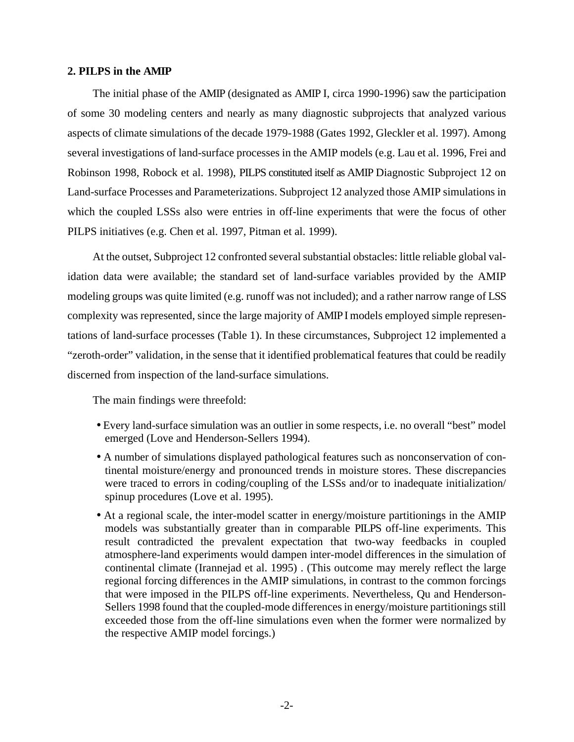## 2. PILPS in the AMIP

The initial phase of the AMIP (designated as AMIP I, circa 1990-1996) saw the participation of some 30 modeling centers and nearly as many diagnostic subprojects that analyzed various aspects of climate simulations of the decade 1979-1988 (Gates 1992, Gleckler et al. 1997). Among several investigations of land-surface processes in the AMIP models (e.g. Lau et al. 1996, Frei and Robinson 1998, Robock et al. 1998), PILPS constituted itself as AMIP Diagnostic Subproject 12 on Land-surface Processes and Parameterizations. Subproject 12 analyzed those AMIP simulations in which the coupled LSSs also were entries in off-line experiments that were the focus of other PILPS initiatives (e.g. Chen et al. 1997, Pitman et al. 1999).

At the outset, Subproject 12 confronted several substantial obstacles: little reliable global validation data were available; the standard set of land-surface variables provided by the AMIP modeling groups was quite limited (e.g. runoff was not included); and a rather narrow range of LSS complexity was represented, since the large majority of AMIP I models employed simple representations of land-surface processes (Table 1). In these circumstances, Subproject 12 implemented a "zeroth-order" validation, in the sense that it identified problematical features that could be readily discerned from inspection of the land-surface simulations.

The main findings were threefold:

- Every land-surface simulation was an outlier in some respects, i.e. no overall "best" model emerged (Love and Henderson-Sellers 1994).
- A number of simulations displayed pathological features such as nonconservation of continental moisture/energy and pronounced trends in moisture stores. These discrepancies were traced to errors in coding/coupling of the LSSs and/or to inadequate initialization/ spinup procedures (Love et al. 1995).
- At a regional scale, the inter-model scatter in energy/moisture partitionings in the AMIP models was substantially greater than in comparable PILPS off-line experiments. This result contradicted the prevalent expectation that two-way feedbacks in coupled atmosphere-land experiments would dampen inter-model differences in the simulation of continental climate (Irannejad et al. 1995) . (This outcome may merely reflect the large regional forcing differences in the AMIP simulations, in contrast to the common forcings that were imposed in the PILPS off-line experiments. Nevertheless, Qu and Henderson-Sellers 1998 found that the coupled-mode differences in energy/moisture partitionings still exceeded those from the off-line simulations even when the former were normalized by the respective AMIP model forcings.)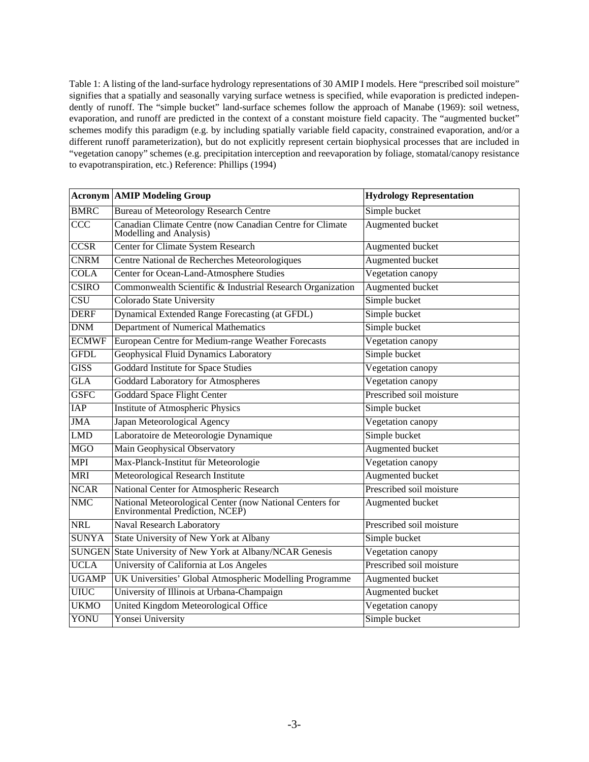Table 1: A listing of the land-surface hydrology representations of 30 AMIP I models. Here "prescribed soil moisture" signifies that a spatially and seasonally varying surface wetness is specified, while evaporation is predicted independently of runoff. The "simple bucket" land-surface schemes follow the approach of Manabe (1969): soil wetness, evaporation, and runoff are predicted in the context of a constant moisture field capacity. The "augmented bucket" schemes modify this paradigm (e.g. by including spatially variable field capacity, constrained evaporation, and/or a different runoff parameterization), but do not explicitly represent certain biophysical processes that are included in "vegetation canopy" schemes (e.g. precipitation interception and reevaporation by foliage, stomatal/canopy resistance to evapotranspiration, etc.) Reference: Phillips (1994)

| **Acronym** | **AMIP Modeling Group** | **Hydrology Representation** |
|---|---|---|
| BMRC | Bureau of Meteorology Research Centre | Simple bucket |
| CCC | Canadian Climate Centre (now Canadian Centre for Climate Modelling and Analysis) | Augmented bucket |
| CCSR | Center for Climate System Research | Augmented bucket |
| CNRM | Centre National de Recherches Meteorologiques | Augmented bucket |
| COLA | Center for Ocean-Land-Atmosphere Studies | Vegetation canopy |
| CSIRO | Commonwealth Scientific & Industrial Research Organization | Augmented bucket |
| CSU | Colorado State University | Simple bucket |
| DERF | Dynamical Extended Range Forecasting (at GFDL) | Simple bucket |
| DNM | Department of Numerical Mathematics | Simple bucket |
| ECMWF | European Centre for Medium-range Weather Forecasts | Vegetation canopy |
| GFDL | Geophysical Fluid Dynamics Laboratory | Simple bucket |
| GISS | Goddard Institute for Space Studies | Vegetation canopy |
| GLA | Goddard Laboratory for Atmospheres | Vegetation canopy |
| GSFC | Goddard Space Flight Center | Prescribed soil moisture |
| IAP | Institute of Atmospheric Physics | Simple bucket |
| JMA | Japan Meteorological Agency | Vegetation canopy |
| LMD | Laboratoire de Meteorologie Dynamique | Simple bucket |
| MGO | Main Geophysical Observatory | Augmented bucket |
| MPI | Max-Planck-Institut für Meteorologie | Vegetation canopy |
| MRI | Meteorological Research Institute | Augmented bucket |
| NCAR | National Center for Atmospheric Research | Prescribed soil moisture |
| NMC | National Meteorological Center (now National Centers for Environmental Prediction, NCEP) | Augmented bucket |
| NRL | Naval Research Laboratory | Prescribed soil moisture |
| SUNYA | State University of New York at Albany | Simple bucket |
| SUNGEN | State University of New York at Albany/NCAR Genesis | Vegetation canopy |
| UCLA | University of California at Los Angeles | Prescribed soil moisture |
| UGAMP | UK Universities' Global Atmospheric Modelling Programme | Augmented bucket |
| UIUC | University of Illinois at Urbana-Champaign | Augmented bucket |
| UKMO | United Kingdom Meteorological Office | Vegetation canopy |
| YONU | Yonsei University | Simple bucket |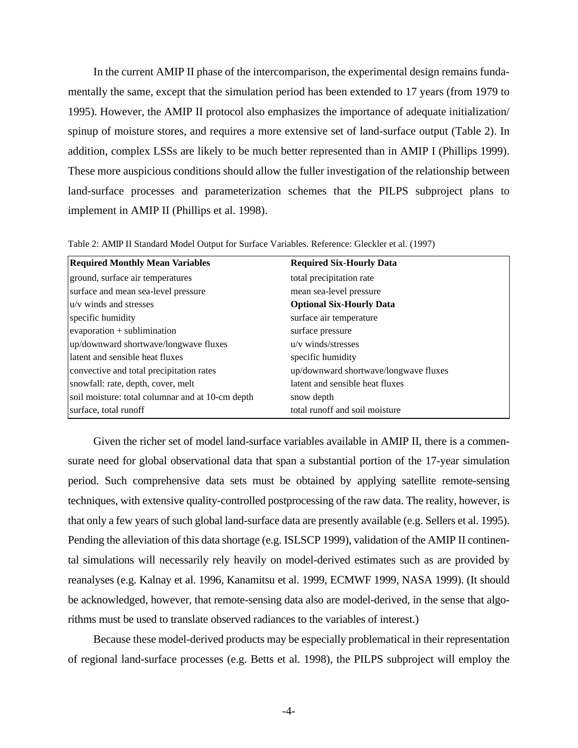In the current AMIP II phase of the intercomparison, the experimental design remains fundamentally the same, except that the simulation period has been extended to 17 years (from 1979 to 1995). However, the AMIP II protocol also emphasizes the importance of adequate initialization/ spinup of moisture stores, and requires a more extensive set of land-surface output (Table 2). In addition, complex LSSs are likely to be much better represented than in AMIP I (Phillips 1999). These more auspicious conditions should allow the fuller investigation of the relationship between land-surface processes and parameterization schemes that the PILPS subproject plans to implement in AMIP II (Phillips et al. 1998).

Table 2: AMIP II Standard Model Output for Surface Variables. Reference: Gleckler et al. (1997)

| **Required Monthly Mean Variables** | **Required Six-Hourly Data** |
|---|---|
| ground, surface air temperatures | total precipitation rate |
| surface and mean sea-level pressure | mean sea-level pressure |
| u/v winds and stresses | **Optional Six-Hourly Data** |
| specific humidity | surface air temperature |
| evaporation + sublimination | surface pressure |
| up/downward shortwave/longwave fluxes | u/v winds/stresses |
| latent and sensible heat fluxes | specific humidity |
| convective and total precipitation rates | up/downward shortwave/longwave fluxes |
| snowfall: rate, depth, cover, melt | latent and sensible heat fluxes |
| soil moisture: total columnar and at 10-cm depth | snow depth |
| surface, total runoff | total runoff and soil moisture |

Given the richer set of model land-surface variables available in AMIP II, there is a commensurate need for global observational data that span a substantial portion of the 17-year simulation period. Such comprehensive data sets must be obtained by applying satellite remote-sensing techniques, with extensive quality-controlled postprocessing of the raw data. The reality, however, is that only a few years of such global land-surface data are presently available (e.g. Sellers et al. 1995). Pending the alleviation of this data shortage (e.g. ISLSCP 1999), validation of the AMIP II continental simulations will necessarily rely heavily on model-derived estimates such as are provided by reanalyses (e.g. Kalnay et al. 1996, Kanamitsu et al. 1999, ECMWF 1999, NASA 1999). (It should be acknowledged, however, that remote-sensing data also are model-derived, in the sense that algorithms must be used to translate observed radiances to the variables of interest.)

Because these model-derived products may be especially problematical in their representation of regional land-surface processes (e.g. Betts et al. 1998), the PILPS subproject will employ the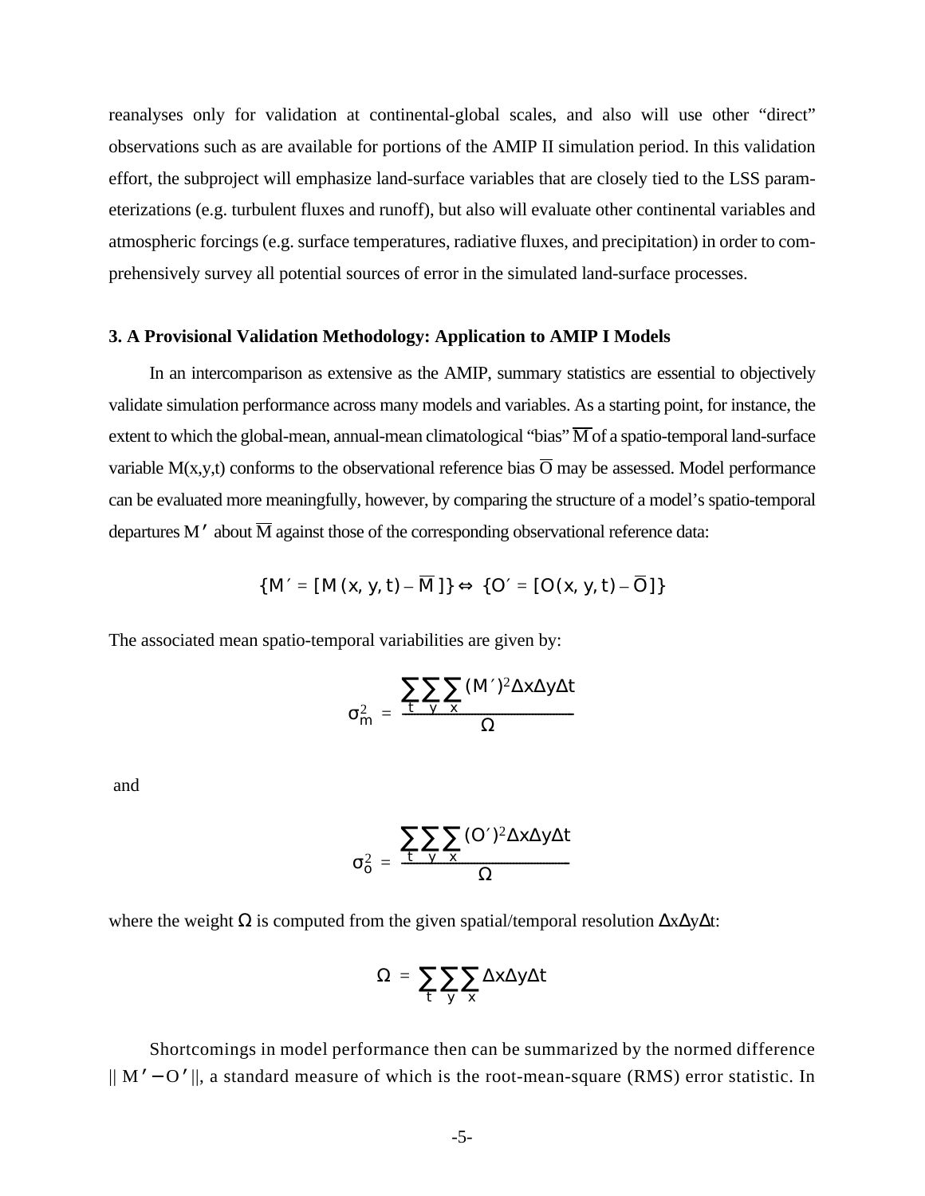reanalyses only for validation at continental-global scales, and also will use other "direct" observations such as are available for portions of the AMIP II simulation period. In this validation effort, the subproject will emphasize land-surface variables that are closely tied to the LSS parameterizations (e.g. turbulent fluxes and runoff), but also will evaluate other continental variables and atmospheric forcings (e.g. surface temperatures, radiative fluxes, and precipitation) in order to comprehensively survey all potential sources of error in the simulated land-surface processes.

### 3. A Provisional Validation Methodology: Application to AMIP I Models

In an intercomparison as extensive as the AMIP, summary statistics are essential to objectively validate simulation performance across many models and variables. As a starting point, for instance, the extent to which the global-mean, annual-mean climatological "bias" $\overline{M}$ of a spatio-temporal land-surface variable M(x,y,t) conforms to the observational reference bias $\overline{O}$ may be assessed. Model performance can be evaluated more meaningfully, however, by comparing the structure of a model's spatio-temporal departures $M'$ about $\overline{M}$ against those of the corresponding observational reference data:

$$\{M' = [M(x, y, t) - \overline{M}]\} \Leftrightarrow \{O' = [O(x, y, t) - \overline{O}]\}$$

The associated mean spatio-temporal variabilities are given by:

$$\sigma_m^2 = \frac{\sum_t \sum_y \sum_x (M')^2 \Delta x \Delta y \Delta t}{\Omega}$$

and

$$\sigma_o^2 = \frac{\sum_t \sum_y \sum_x (O')^2 \Delta x \Delta y \Delta t}{\Omega}$$

where the weight $\Omega$ is computed from the given spatial/temporal resolution $\Delta x \Delta y \Delta t$:

$$\Omega = \sum_t \sum_y \sum_x \Delta x \Delta y \Delta t$$

Shortcomings in model performance then can be summarized by the normed difference $\| M' - O' \|$, a standard measure of which is the root-mean-square (RMS) error statistic. In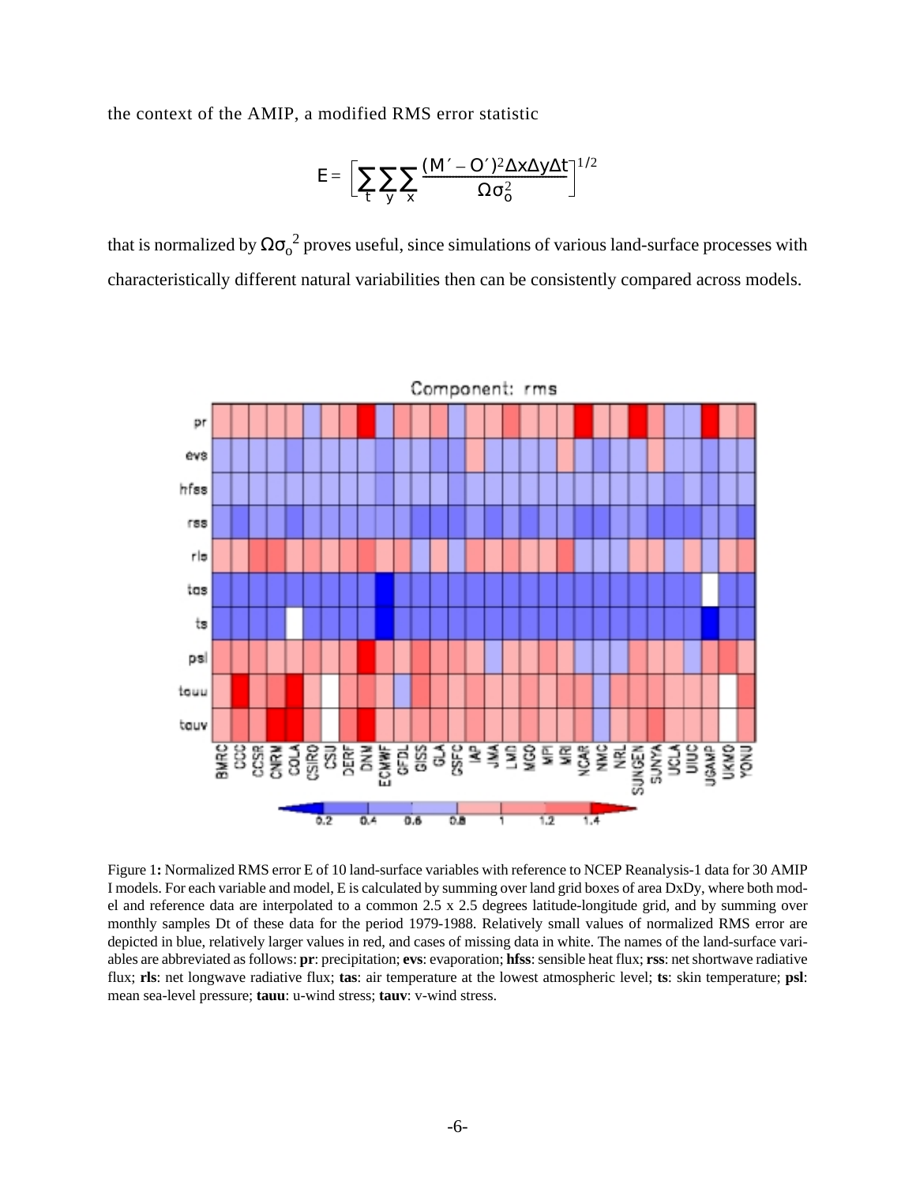the context of the AMIP, a modified RMS error statistic

$$E = \left[\sum_t \sum_y \sum_x \frac{(M' - O')^2 \Delta x \Delta y \Delta t}{\Omega \sigma_o^2}\right]^{1/2}$$

that is normalized by $\Omega\sigma_o^2$ proves useful, since simulations of various land-surface processes with characteristically different natural variabilities then can be consistently compared across models.

Figure 1**:** Normalized RMS error E of 10 land-surface variables with reference to NCEP Reanalysis-1 data for 30 AMIP I models. For each variable and model, E is calculated by summing over land grid boxes of area DxDy, where both model and reference data are interpolated to a common 2.5 x 2.5 degrees latitude-longitude grid, and by summing over monthly samples Dt of these data for the period 1979-1988. Relatively small values of normalized RMS error are depicted in blue, relatively larger values in red, and cases of missing data in white. The names of the land-surface variables are abbreviated as follows: **pr**: precipitation; **evs**: evaporation; **hfss**: sensible heat flux; **rss**: net shortwave radiative flux; **rls**: net longwave radiative flux; **tas**: air temperature at the lowest atmospheric level; **ts**: skin temperature; **psl**: mean sea-level pressure; **tauu**: u-wind stress; **tauv**: v-wind stress.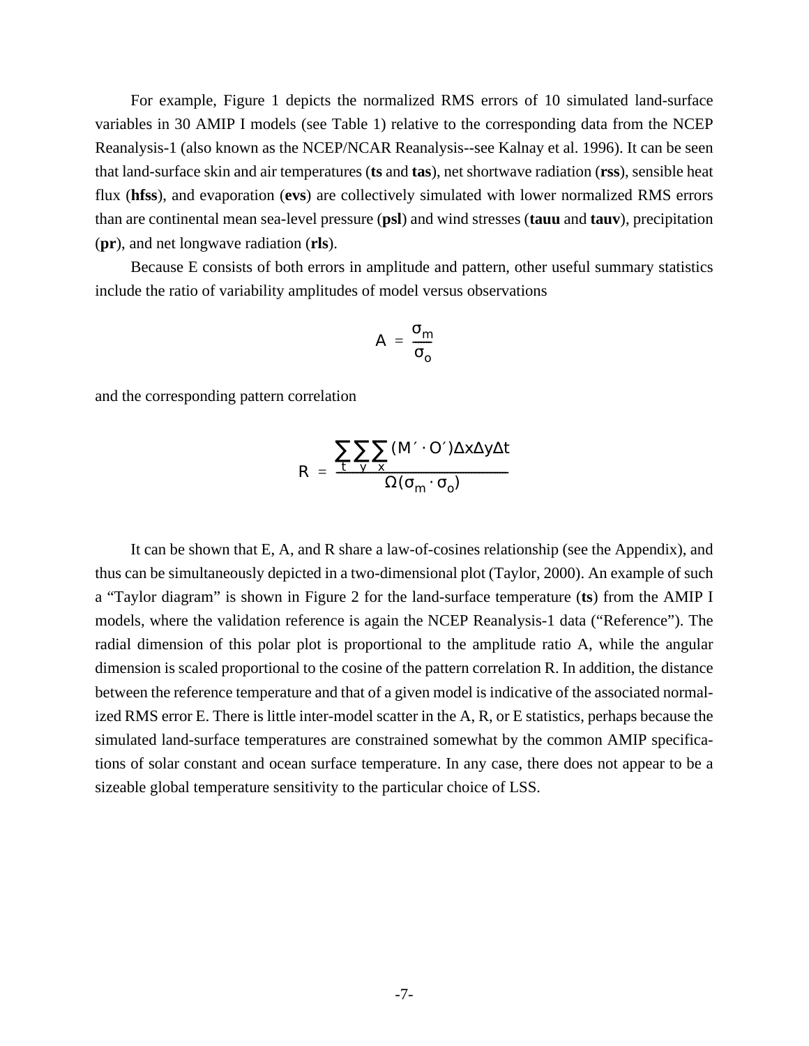For example, Figure 1 depicts the normalized RMS errors of 10 simulated land-surface variables in 30 AMIP I models (see Table 1) relative to the corresponding data from the NCEP Reanalysis-1 (also known as the NCEP/NCAR Reanalysis--see Kalnay et al. 1996). It can be seen that land-surface skin and air temperatures (**ts** and **tas**), net shortwave radiation (**rss**), sensible heat flux (**hfss**), and evaporation (**evs**) are collectively simulated with lower normalized RMS errors than are continental mean sea-level pressure (**psl**) and wind stresses (**tauu** and **tauv**), precipitation (**pr**), and net longwave radiation (**rls**).

Because E consists of both errors in amplitude and pattern, other useful summary statistics include the ratio of variability amplitudes of model versus observations

$$A = \frac{\sigma_m}{\sigma_o}$$

and the corresponding pattern correlation

$$R = \frac{\sum_t \sum_y \sum_x (M' \cdot O')\Delta x \Delta y \Delta t}{\Omega(\sigma_m \cdot \sigma_o)}$$

It can be shown that E, A, and R share a law-of-cosines relationship (see the Appendix), and thus can be simultaneously depicted in a two-dimensional plot (Taylor, 2000). An example of such a "Taylor diagram" is shown in Figure 2 for the land-surface temperature (**ts**) from the AMIP I models, where the validation reference is again the NCEP Reanalysis-1 data ("Reference"). The radial dimension of this polar plot is proportional to the amplitude ratio A, while the angular dimension is scaled proportional to the cosine of the pattern correlation R. In addition, the distance between the reference temperature and that of a given model is indicative of the associated normalized RMS error E. There is little inter-model scatter in the A, R, or E statistics, perhaps because the simulated land-surface temperatures are constrained somewhat by the common AMIP specifications of solar constant and ocean surface temperature. In any case, there does not appear to be a sizeable global temperature sensitivity to the particular choice of LSS.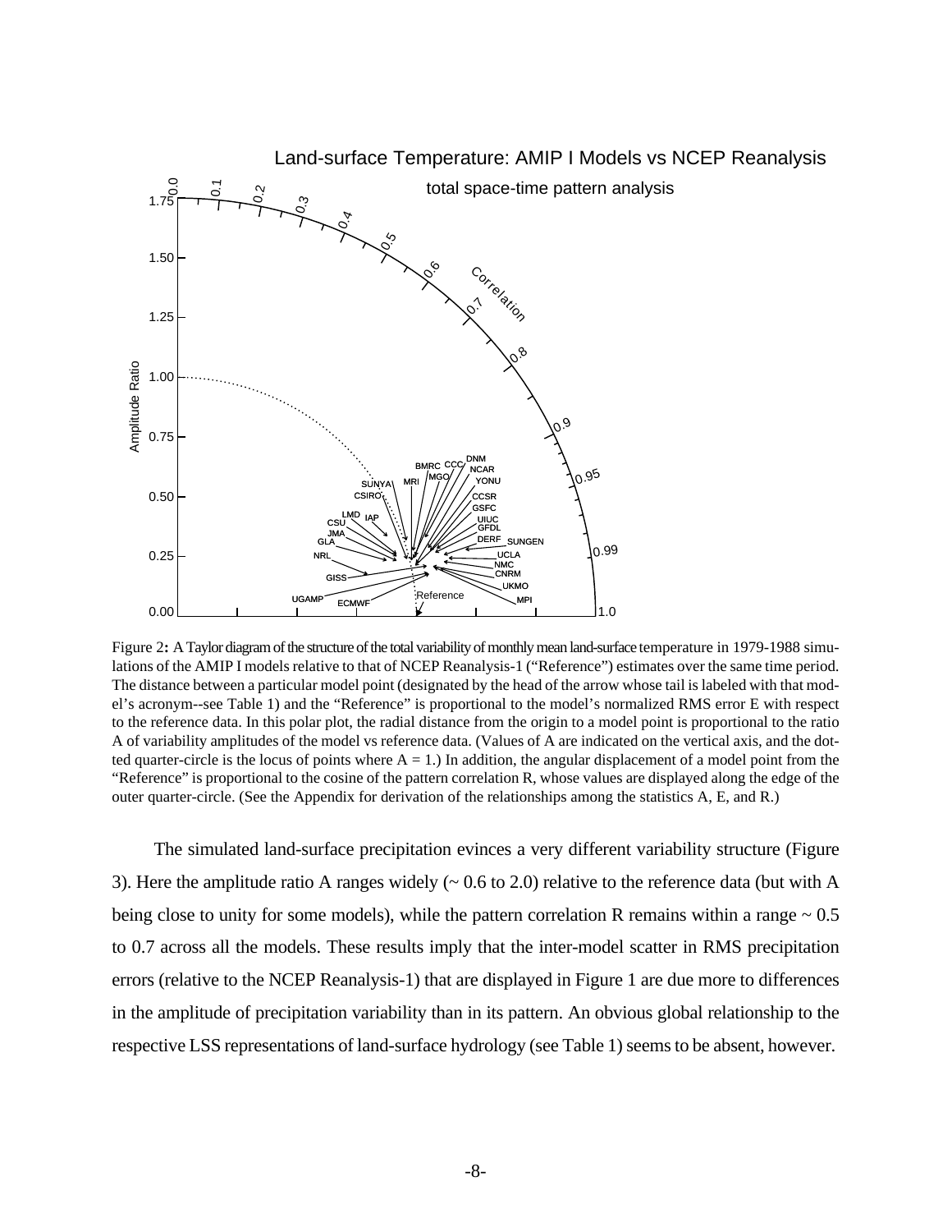Figure 2**:** A Taylor diagram of the structure of the total variability of monthly mean land-surface temperature in 1979-1988 simulations of the AMIP I models relative to that of NCEP Reanalysis-1 (“Reference”) estimates over the same time period. The distance between a particular model point (designated by the head of the arrow whose tail is labeled with that model’s acronym--see Table 1) and the “Reference” is proportional to the model’s normalized RMS error E with respect to the reference data. In this polar plot, the radial distance from the origin to a model point is proportional to the ratio A of variability amplitudes of the model vs reference data. (Values of A are indicated on the vertical axis, and the dotted quarter-circle is the locus of points where $A = 1$.) In addition, the angular displacement of a model point from the “Reference” is proportional to the cosine of the pattern correlation R, whose values are displayed along the edge of the outer quarter-circle. (See the Appendix for derivation of the relationships among the statistics A, E, and R.)

The simulated land-surface precipitation evinces a very different variability structure (Figure 3). Here the amplitude ratio A ranges widely (~ 0.6 to 2.0) relative to the reference data (but with A being close to unity for some models), while the pattern correlation R remains within a range ~ 0.5 to 0.7 across all the models. These results imply that the inter-model scatter in RMS precipitation errors (relative to the NCEP Reanalysis-1) that are displayed in Figure 1 are due more to differences in the amplitude of precipitation variability than in its pattern. An obvious global relationship to the respective LSS representations of land-surface hydrology (see Table 1) seems to be absent, however.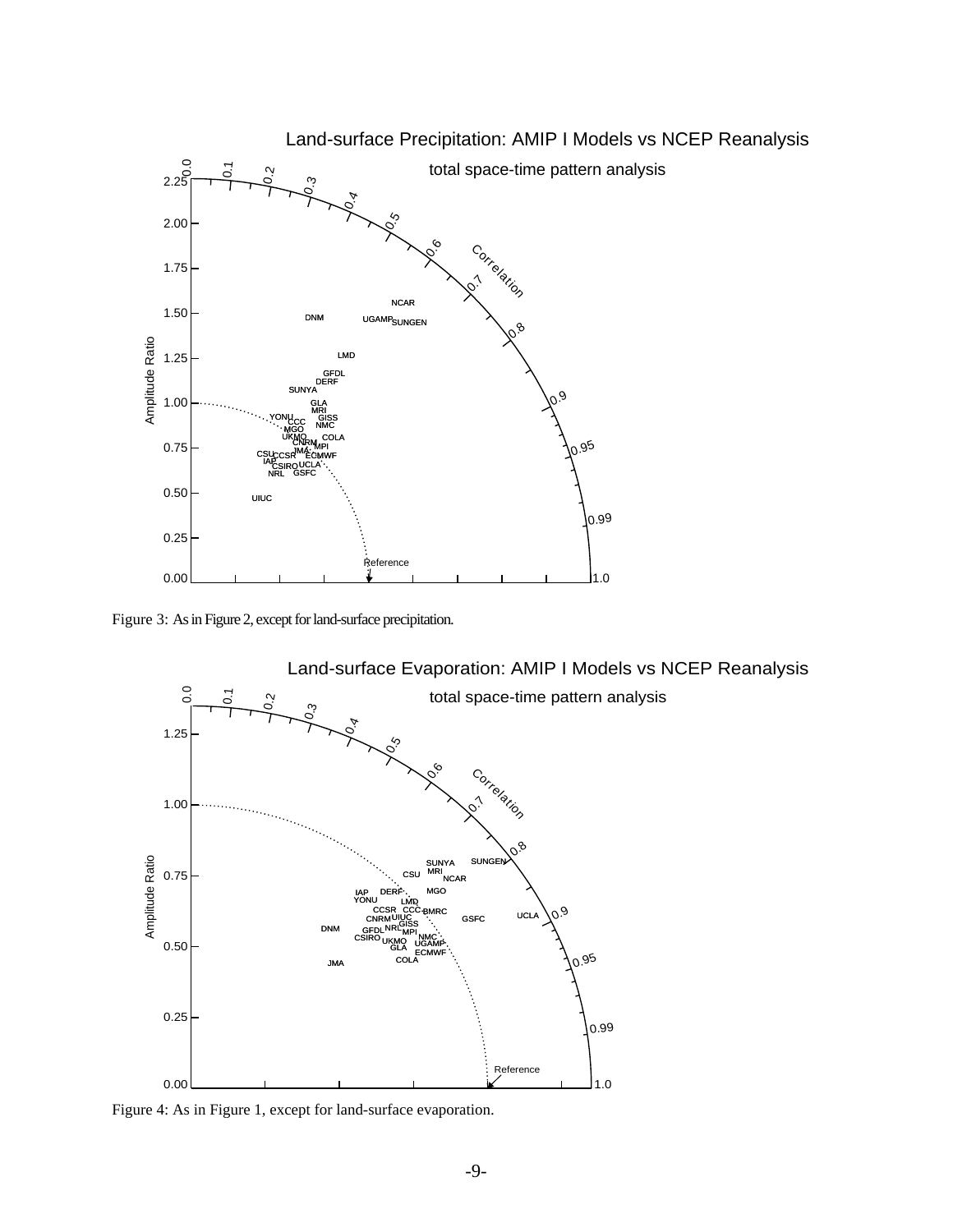Figure 3: As in Figure 2, except for land-surface precipitation.

Figure 4: As in Figure 1, except for land-surface evaporation.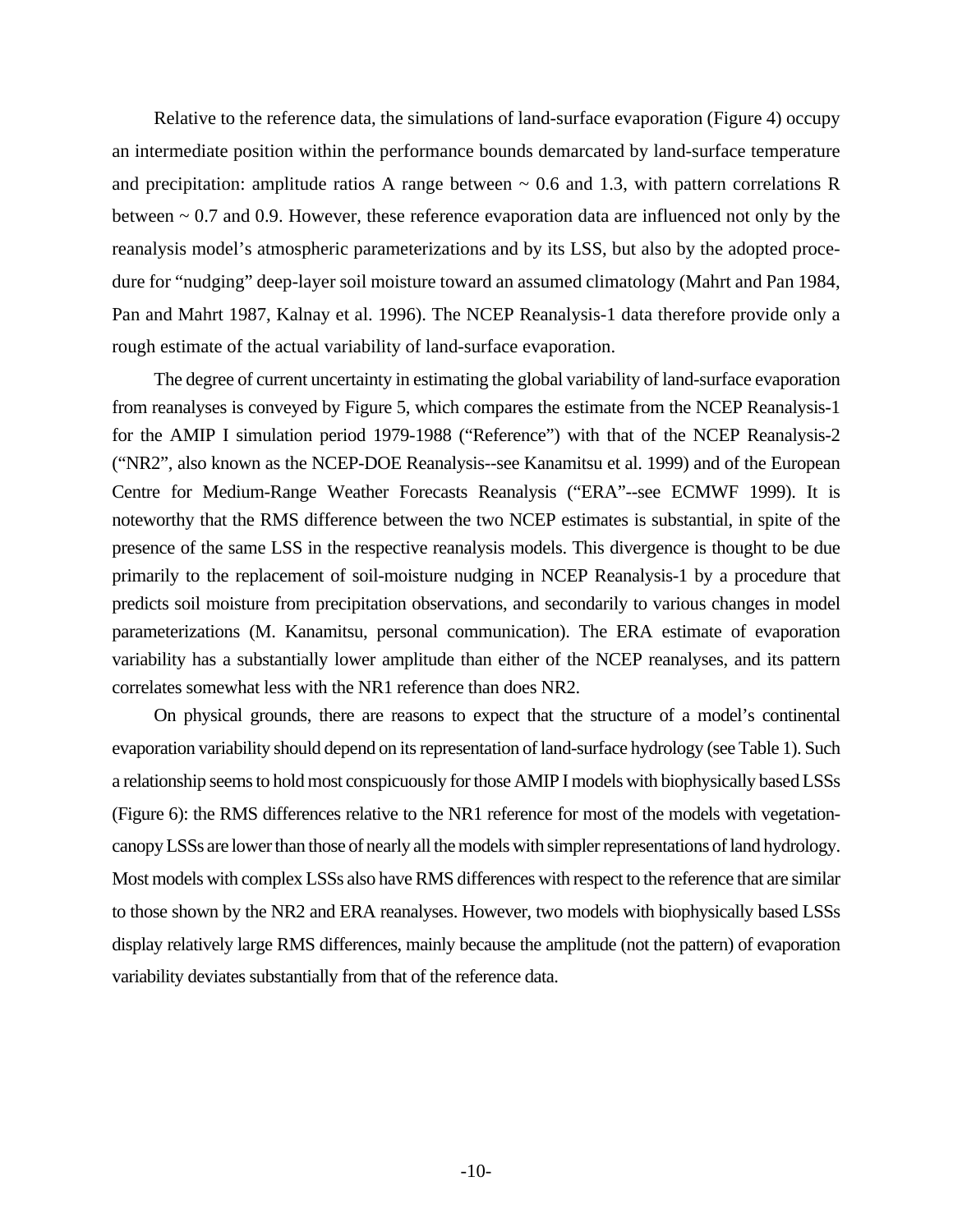Relative to the reference data, the simulations of land-surface evaporation (Figure 4) occupy an intermediate position within the performance bounds demarcated by land-surface temperature and precipitation: amplitude ratios A range between ~ 0.6 and 1.3, with pattern correlations R between ~ 0.7 and 0.9. However, these reference evaporation data are influenced not only by the reanalysis model's atmospheric parameterizations and by its LSS, but also by the adopted procedure for "nudging" deep-layer soil moisture toward an assumed climatology (Mahrt and Pan 1984, Pan and Mahrt 1987, Kalnay et al. 1996). The NCEP Reanalysis-1 data therefore provide only a rough estimate of the actual variability of land-surface evaporation.

The degree of current uncertainty in estimating the global variability of land-surface evaporation from reanalyses is conveyed by Figure 5, which compares the estimate from the NCEP Reanalysis-1 for the AMIP I simulation period 1979-1988 ("Reference") with that of the NCEP Reanalysis-2 ("NR2", also known as the NCEP-DOE Reanalysis--see Kanamitsu et al. 1999) and of the European Centre for Medium-Range Weather Forecasts Reanalysis ("ERA"--see ECMWF 1999). It is noteworthy that the RMS difference between the two NCEP estimates is substantial, in spite of the presence of the same LSS in the respective reanalysis models. This divergence is thought to be due primarily to the replacement of soil-moisture nudging in NCEP Reanalysis-1 by a procedure that predicts soil moisture from precipitation observations, and secondarily to various changes in model parameterizations (M. Kanamitsu, personal communication). The ERA estimate of evaporation variability has a substantially lower amplitude than either of the NCEP reanalyses, and its pattern correlates somewhat less with the NR1 reference than does NR2.

On physical grounds, there are reasons to expect that the structure of a model's continental evaporation variability should depend on its representation of land-surface hydrology (see Table 1). Such a relationship seems to hold most conspicuously for those AMIP I models with biophysically based LSSs (Figure 6): the RMS differences relative to the NR1 reference for most of the models with vegetation-canopy LSSs are lower than those of nearly all the models with simpler representations of land hydrology. Most models with complex LSSs also have RMS differences with respect to the reference that are similar to those shown by the NR2 and ERA reanalyses. However, two models with biophysically based LSSs display relatively large RMS differences, mainly because the amplitude (not the pattern) of evaporation variability deviates substantially from that of the reference data.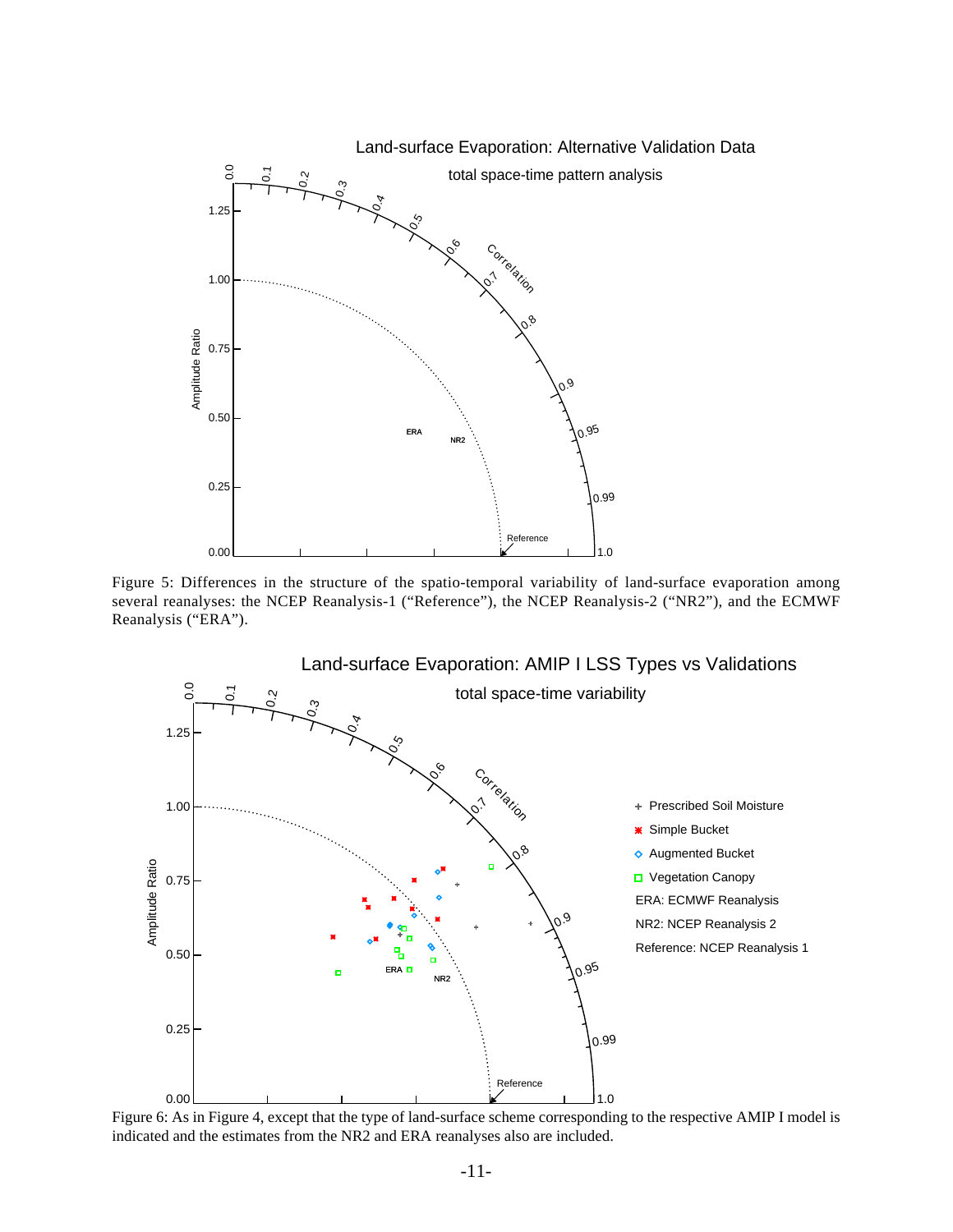Figure 5: Differences in the structure of the spatio-temporal variability of land-surface evaporation among several reanalyses: the NCEP Reanalysis-1 (“Reference”), the NCEP Reanalysis-2 (“NR2”), and the ECMWF Reanalysis (“ERA”).

Figure 6: As in Figure 4, except that the type of land-surface scheme corresponding to the respective AMIP I model is indicated and the estimates from the NR2 and ERA reanalyses also are included.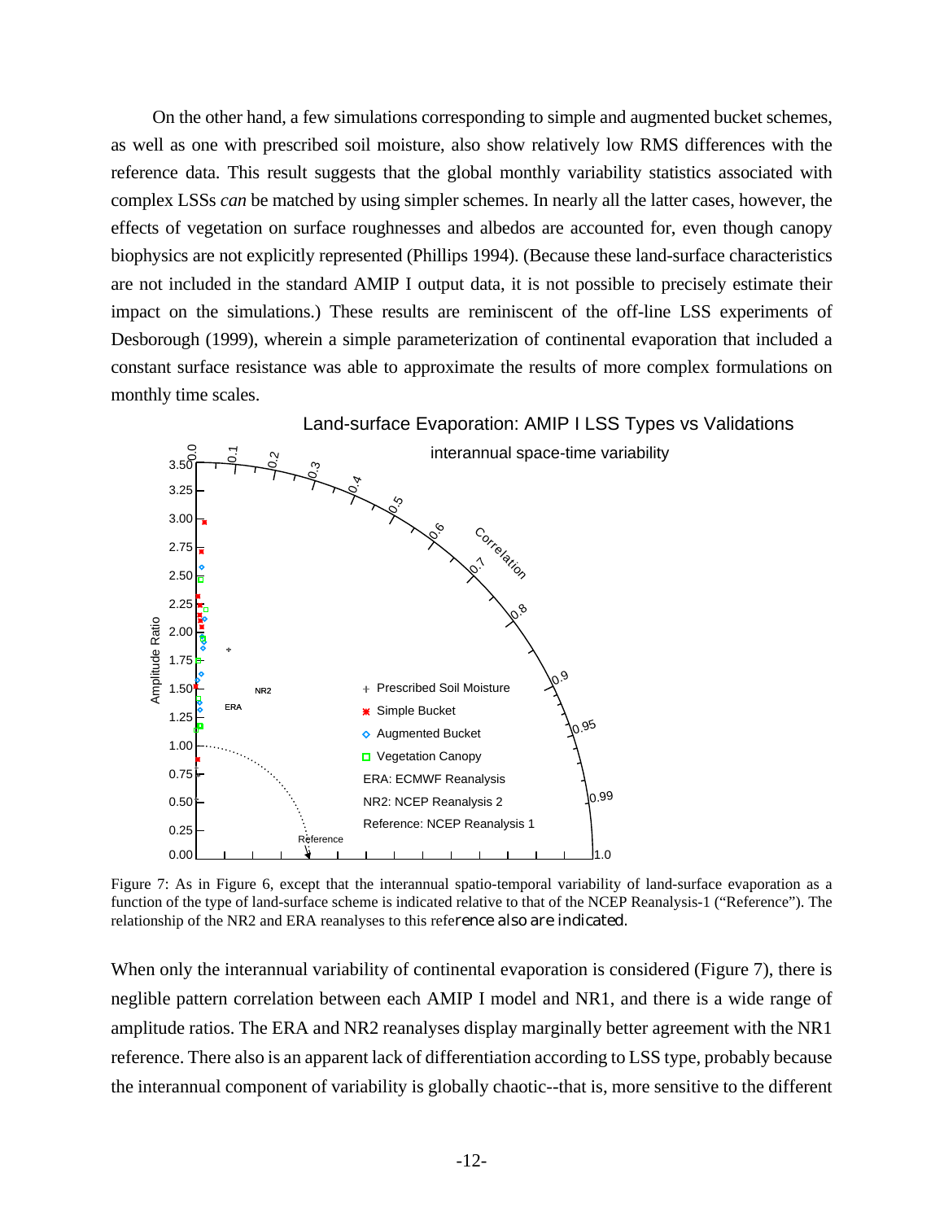On the other hand, a few simulations corresponding to simple and augmented bucket schemes, as well as one with prescribed soil moisture, also show relatively low RMS differences with the reference data. This result suggests that the global monthly variability statistics associated with complex LSSs *can* be matched by using simpler schemes. In nearly all the latter cases, however, the effects of vegetation on surface roughnesses and albedos are accounted for, even though canopy biophysics are not explicitly represented (Phillips 1994). (Because these land-surface characteristics are not included in the standard AMIP I output data, it is not possible to precisely estimate their impact on the simulations.) These results are reminiscent of the off-line LSS experiments of Desborough (1999), wherein a simple parameterization of continental evaporation that included a constant surface resistance was able to approximate the results of more complex formulations on monthly time scales.

Figure 7: As in Figure 6, except that the interannual spatio-temporal variability of land-surface evaporation as a function of the type of land-surface scheme is indicated relative to that of the NCEP Reanalysis-1 ("Reference"). The relationship of the NR2 and ERA reanalyses to this reference also are indicated.

When only the interannual variability of continental evaporation is considered (Figure 7), there is neglible pattern correlation between each AMIP I model and NR1, and there is a wide range of amplitude ratios. The ERA and NR2 reanalyses display marginally better agreement with the NR1 reference. There also is an apparent lack of differentiation according to LSS type, probably because the interannual component of variability is globally chaotic--that is, more sensitive to the different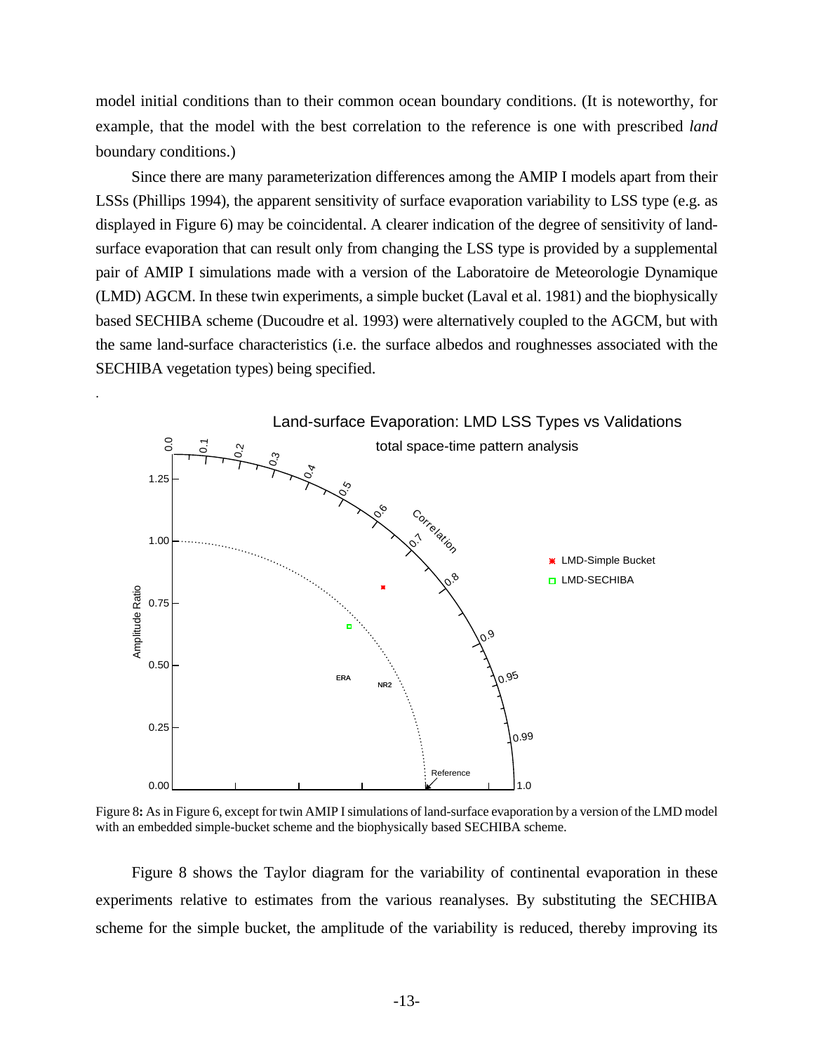model initial conditions than to their common ocean boundary conditions. (It is noteworthy, for example, that the model with the best correlation to the reference is one with prescribed *land* boundary conditions.)

Since there are many parameterization differences among the AMIP I models apart from their LSSs (Phillips 1994), the apparent sensitivity of surface evaporation variability to LSS type (e.g. as displayed in Figure 6) may be coincidental. A clearer indication of the degree of sensitivity of land-surface evaporation that can result only from changing the LSS type is provided by a supplemental pair of AMIP I simulations made with a version of the Laboratoire de Meteorologie Dynamique (LMD) AGCM. In these twin experiments, a simple bucket (Laval et al. 1981) and the biophysically based SECHIBA scheme (Ducoudre et al. 1993) were alternatively coupled to the AGCM, but with the same land-surface characteristics (i.e. the surface albedos and roughnesses associated with the SECHIBA vegetation types) being specified.

Figure 8**:** As in Figure 6, except for twin AMIP I simulations of land-surface evaporation by a version of the LMD model with an embedded simple-bucket scheme and the biophysically based SECHIBA scheme.

Figure 8 shows the Taylor diagram for the variability of continental evaporation in these experiments relative to estimates from the various reanalyses. By substituting the SECHIBA scheme for the simple bucket, the amplitude of the variability is reduced, thereby improving its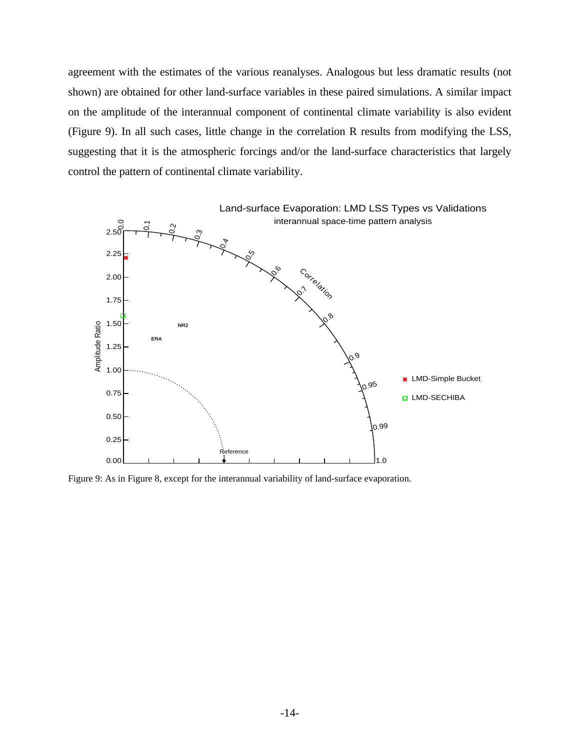agreement with the estimates of the various reanalyses. Analogous but less dramatic results (not shown) are obtained for other land-surface variables in these paired simulations. A similar impact on the amplitude of the interannual component of continental climate variability is also evident (Figure 9). In all such cases, little change in the correlation R results from modifying the LSS, suggesting that it is the atmospheric forcings and/or the land-surface characteristics that largely control the pattern of continental climate variability.

Figure 9: As in Figure 8, except for the interannual variability of land-surface evaporation.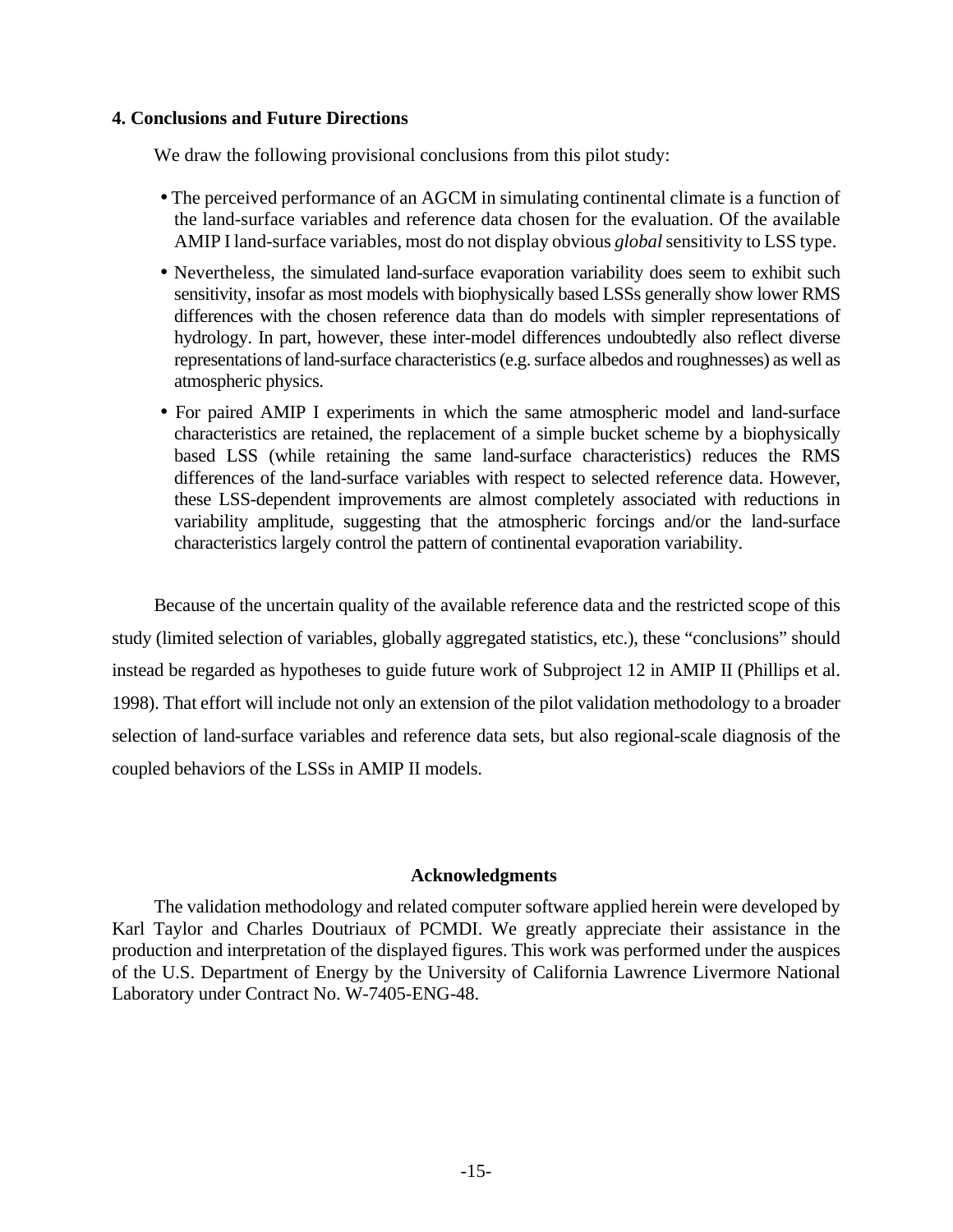## 4. Conclusions and Future Directions

We draw the following provisional conclusions from this pilot study:

- The perceived performance of an AGCM in simulating continental climate is a function of the land-surface variables and reference data chosen for the evaluation. Of the available AMIP I land-surface variables, most do not display obvious *global* sensitivity to LSS type.
- Nevertheless, the simulated land-surface evaporation variability does seem to exhibit such sensitivity, insofar as most models with biophysically based LSSs generally show lower RMS differences with the chosen reference data than do models with simpler representations of hydrology. In part, however, these inter-model differences undoubtedly also reflect diverse representations of land-surface characteristics (e.g. surface albedos and roughnesses) as well as atmospheric physics.
- For paired AMIP I experiments in which the same atmospheric model and land-surface characteristics are retained, the replacement of a simple bucket scheme by a biophysically based LSS (while retaining the same land-surface characteristics) reduces the RMS differences of the land-surface variables with respect to selected reference data. However, these LSS-dependent improvements are almost completely associated with reductions in variability amplitude, suggesting that the atmospheric forcings and/or the land-surface characteristics largely control the pattern of continental evaporation variability.

Because of the uncertain quality of the available reference data and the restricted scope of this study (limited selection of variables, globally aggregated statistics, etc.), these "conclusions" should instead be regarded as hypotheses to guide future work of Subproject 12 in AMIP II (Phillips et al. 1998). That effort will include not only an extension of the pilot validation methodology to a broader selection of land-surface variables and reference data sets, but also regional-scale diagnosis of the coupled behaviors of the LSSs in AMIP II models.

## Acknowledgments

The validation methodology and related computer software applied herein were developed by Karl Taylor and Charles Doutriaux of PCMDI. We greatly appreciate their assistance in the production and interpretation of the displayed figures. This work was performed under the auspices of the U.S. Department of Energy by the University of California Lawrence Livermore National Laboratory under Contract No. W-7405-ENG-48.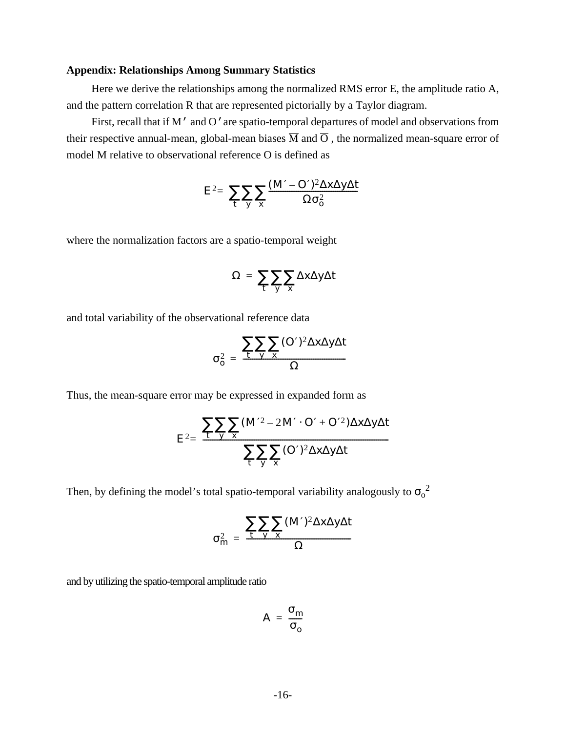**Appendix: Relationships Among Summary Statistics**

Here we derive the relationships among the normalized RMS error E, the amplitude ratio A, and the pattern correlation R that are represented pictorially by a Taylor diagram.

First, recall that if $M'$ and $O'$ are spatio-temporal departures of model and observations from their respective annual-mean, global-mean biases $\overline{M}$ and $\overline{O}$, the normalized mean-square error of model M relative to observational reference O is defined as

$$E^2 = \sum_t \sum_y \sum_x \frac{(M' - O')^2 \Delta x \Delta y \Delta t}{\Omega \sigma_o^2}$$

where the normalization factors are a spatio-temporal weight

$$\Omega = \sum_t \sum_y \sum_x \Delta x \Delta y \Delta t$$

and total variability of the observational reference data

$$\sigma_o^2 = \frac{\sum_t \sum_y \sum_x (O')^2 \Delta x \Delta y \Delta t}{\Omega}$$

Thus, the mean-square error may be expressed in expanded form as

$$E^2 = \frac{\sum_t \sum_y \sum_x (M'^2 - 2M' \cdot O' + O'^2) \Delta x \Delta y \Delta t}{\sum_t \sum_y \sum_x (O')^2 \Delta x \Delta y \Delta t}$$

Then, by defining the model's total spatio-temporal variability analogously to $\sigma_o^2$

$$\sigma_m^2 = \frac{\sum_t \sum_y \sum_x (M')^2 \Delta x \Delta y \Delta t}{\Omega}$$

and by utilizing the spatio-temporal amplitude ratio

$$A = \frac{\sigma_m}{\sigma_o}$$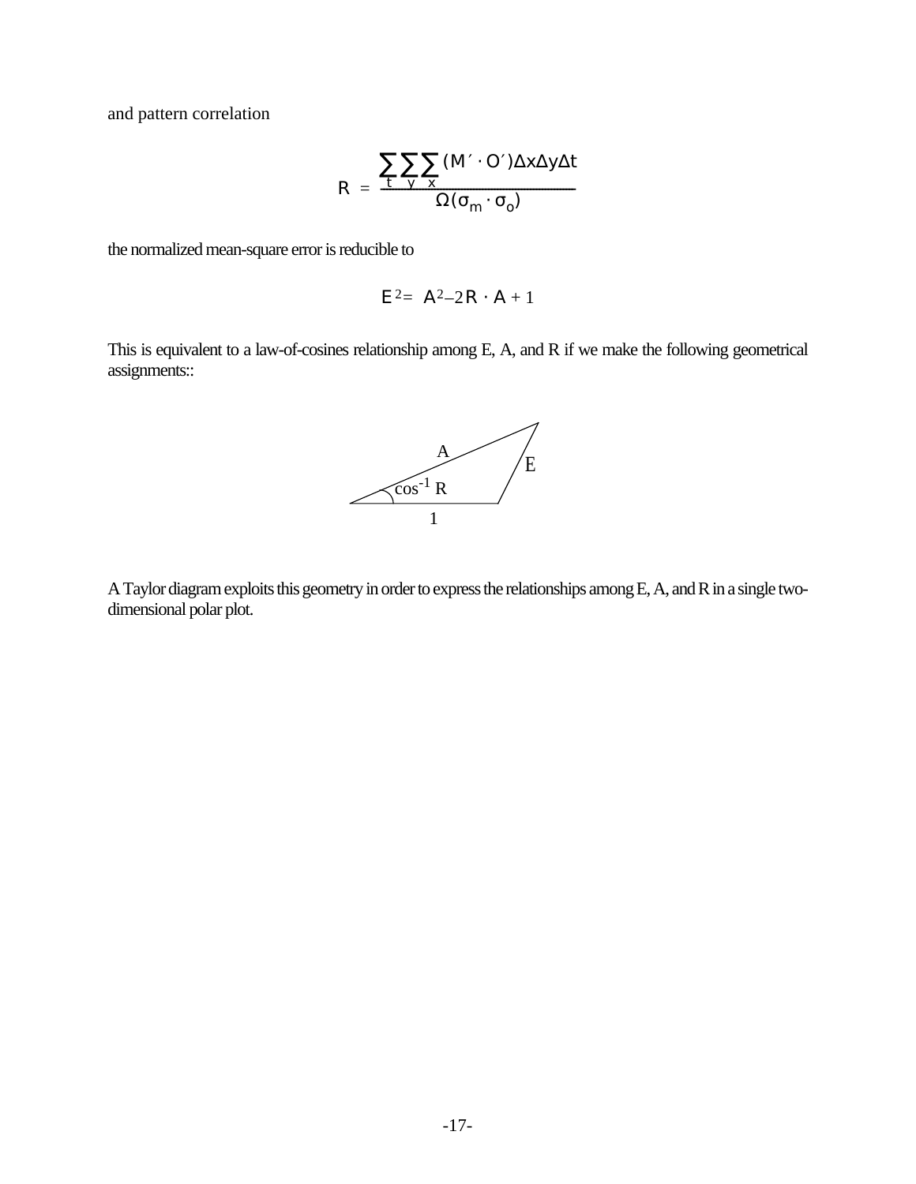and pattern correlation

$$R = \frac{\sum_t \sum_y \sum_x (M' \cdot O')\Delta x \Delta y \Delta t}{\Omega(\sigma_m \cdot \sigma_o)}$$

the normalized mean-square error is reducible to

$$E^2 = A^2 - 2R \cdot A + 1$$

This is equivalent to a law-of-cosines relationship among E, A, and R if we make the following geometrical assignments::

A Taylor diagram exploits this geometry in order to express the relationships among E, A, and R in a single two-dimensional polar plot.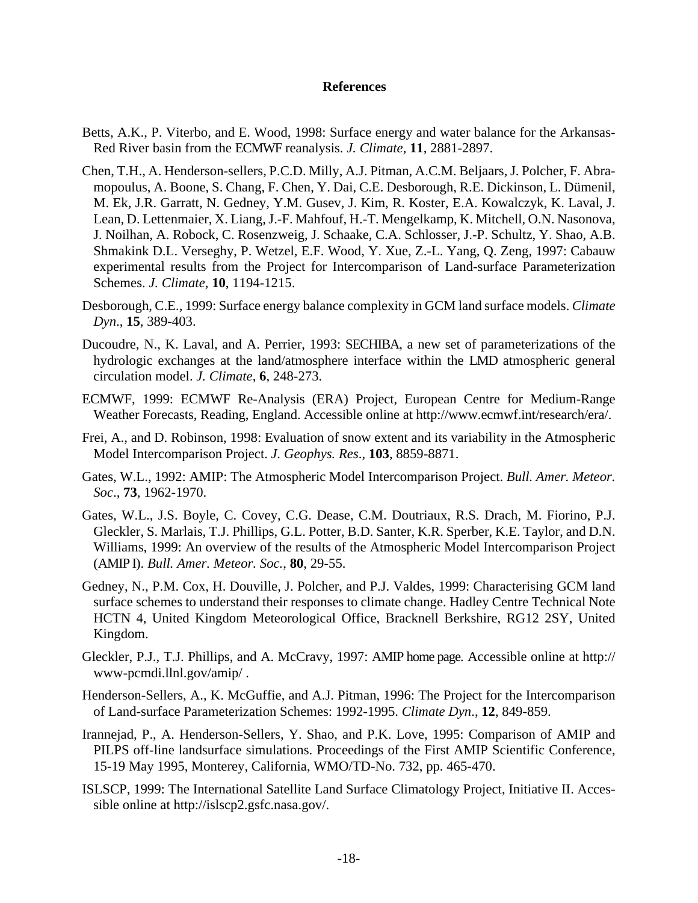# References

Betts, A.K., P. Viterbo, and E. Wood, 1998: Surface energy and water balance for the Arkansas-Red River basin from the ECMWF reanalysis. *J. Climate*, **11**, 2881-2897.

Chen, T.H., A. Henderson-sellers, P.C.D. Milly, A.J. Pitman, A.C.M. Beljaars, J. Polcher, F. Abramopoulus, A. Boone, S. Chang, F. Chen, Y. Dai, C.E. Desborough, R.E. Dickinson, L. Dümenil, M. Ek, J.R. Garratt, N. Gedney, Y.M. Gusev, J. Kim, R. Koster, E.A. Kowalczyk, K. Laval, J. Lean, D. Lettenmaier, X. Liang, J.-F. Mahfouf, H.-T. Mengelkamp, K. Mitchell, O.N. Nasonova, J. Noilhan, A. Robock, C. Rosenzweig, J. Schaake, C.A. Schlosser, J.-P. Schultz, Y. Shao, A.B. Shmakink D.L. Verseghy, P. Wetzel, E.F. Wood, Y. Xue, Z.-L. Yang, Q. Zeng, 1997: Cabauw experimental results from the Project for Intercomparison of Land-surface Parameterization Schemes. *J. Climate*, **10**, 1194-1215.

Desborough, C.E., 1999: Surface energy balance complexity in GCM land surface models. *Climate Dyn*., **15**, 389-403.

Ducoudre, N., K. Laval, and A. Perrier, 1993: SECHIBA, a new set of parameterizations of the hydrologic exchanges at the land/atmosphere interface within the LMD atmospheric general circulation model. *J. Climate*, **6**, 248-273.

ECMWF, 1999: ECMWF Re-Analysis (ERA) Project, European Centre for Medium-Range Weather Forecasts, Reading, England. Accessible online at http://www.ecmwf.int/research/era/.

Frei, A., and D. Robinson, 1998: Evaluation of snow extent and its variability in the Atmospheric Model Intercomparison Project. *J. Geophys. Res*., **103**, 8859-8871.

Gates, W.L., 1992: AMIP: The Atmospheric Model Intercomparison Project. *Bull. Amer. Meteor. Soc*., **73**, 1962-1970.

Gates, W.L., J.S. Boyle, C. Covey, C.G. Dease, C.M. Doutriaux, R.S. Drach, M. Fiorino, P.J. Gleckler, S. Marlais, T.J. Phillips, G.L. Potter, B.D. Santer, K.R. Sperber, K.E. Taylor, and D.N. Williams, 1999: An overview of the results of the Atmospheric Model Intercomparison Project (AMIP I). *Bull. Amer. Meteor. Soc.*, **80**, 29-55.

Gedney, N., P.M. Cox, H. Douville, J. Polcher, and P.J. Valdes, 1999: Characterising GCM land surface schemes to understand their responses to climate change. Hadley Centre Technical Note HCTN 4, United Kingdom Meteorological Office, Bracknell Berkshire, RG12 2SY, United Kingdom.

Gleckler, P.J., T.J. Phillips, and A. McCravy, 1997: AMIP home page. Accessible online at http://www-pcmdi.llnl.gov/amip/ .

Henderson-Sellers, A., K. McGuffie, and A.J. Pitman, 1996: The Project for the Intercomparison of Land-surface Parameterization Schemes: 1992-1995. *Climate Dyn*., **12**, 849-859.

Irannejad, P., A. Henderson-Sellers, Y. Shao, and P.K. Love, 1995: Comparison of AMIP and PILPS off-line landsurface simulations. Proceedings of the First AMIP Scientific Conference, 15-19 May 1995, Monterey, California, WMO/TD-No. 732, pp. 465-470.

ISLSCP, 1999: The International Satellite Land Surface Climatology Project, Initiative II. Accessible online at http://islscp2.gsfc.nasa.gov/.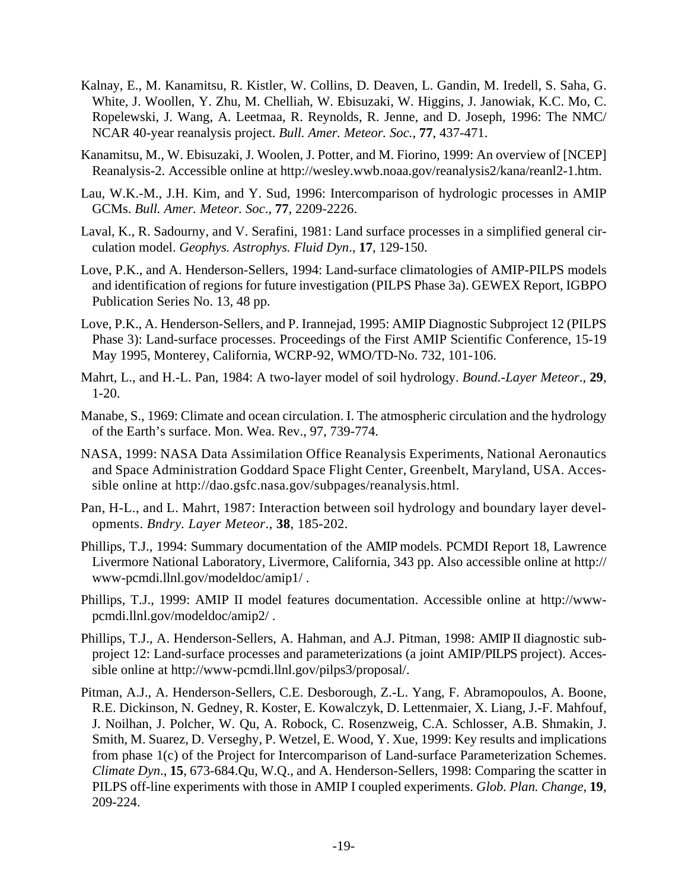Kalnay, E., M. Kanamitsu, R. Kistler, W. Collins, D. Deaven, L. Gandin, M. Iredell, S. Saha, G. White, J. Woollen, Y. Zhu, M. Chelliah, W. Ebisuzaki, W. Higgins, J. Janowiak, K.C. Mo, C. Ropelewski, J. Wang, A. Leetmaa, R. Reynolds, R. Jenne, and D. Joseph, 1996: The NMC/NCAR 40-year reanalysis project. *Bull. Amer. Meteor. Soc.*, **77**, 437-471.

Kanamitsu, M., W. Ebisuzaki, J. Woolen, J. Potter, and M. Fiorino, 1999: An overview of [NCEP] Reanalysis-2. Accessible online at http://wesley.wwb.noaa.gov/reanalysis2/kana/reanl2-1.htm.

Lau, W.K.-M., J.H. Kim, and Y. Sud, 1996: Intercomparison of hydrologic processes in AMIP GCMs. *Bull. Amer. Meteor. Soc*., **77**, 2209-2226.

Laval, K., R. Sadourny, and V. Serafini, 1981: Land surface processes in a simplified general circulation model. *Geophys. Astrophys. Fluid Dyn*., **17**, 129-150.

Love, P.K., and A. Henderson-Sellers, 1994: Land-surface climatologies of AMIP-PILPS models and identification of regions for future investigation (PILPS Phase 3a). GEWEX Report, IGBPO Publication Series No. 13, 48 pp.

Love, P.K., A. Henderson-Sellers, and P. Irannejad, 1995: AMIP Diagnostic Subproject 12 (PILPS Phase 3): Land-surface processes. Proceedings of the First AMIP Scientific Conference, 15-19 May 1995, Monterey, California, WCRP-92, WMO/TD-No. 732, 101-106.

Mahrt, L., and H.-L. Pan, 1984: A two-layer model of soil hydrology. *Bound.-Layer Meteor*., **29**, 1-20.

Manabe, S., 1969: Climate and ocean circulation. I. The atmospheric circulation and the hydrology of the Earth's surface. Mon. Wea. Rev., 97, 739-774.

NASA, 1999: NASA Data Assimilation Office Reanalysis Experiments, National Aeronautics and Space Administration Goddard Space Flight Center, Greenbelt, Maryland, USA. Accessible online at http://dao.gsfc.nasa.gov/subpages/reanalysis.html.

Pan, H-L., and L. Mahrt, 1987: Interaction between soil hydrology and boundary layer developments. *Bndry. Layer Meteor*., **38**, 185-202.

Phillips, T.J., 1994: Summary documentation of the AMIP models. PCMDI Report 18, Lawrence Livermore National Laboratory, Livermore, California, 343 pp. Also accessible online at http://www-pcmdi.llnl.gov/modeldoc/amip1/ .

Phillips, T.J., 1999: AMIP II model features documentation. Accessible online at http://www-pcmdi.llnl.gov/modeldoc/amip2/ .

Phillips, T.J., A. Henderson-Sellers, A. Hahman, and A.J. Pitman, 1998: AMIP II diagnostic subproject 12: Land-surface processes and parameterizations (a joint AMIP/PILPS project). Accessible online at http://www-pcmdi.llnl.gov/pilps3/proposal/.

Pitman, A.J., A. Henderson-Sellers, C.E. Desborough, Z.-L. Yang, F. Abramopoulos, A. Boone, R.E. Dickinson, N. Gedney, R. Koster, E. Kowalczyk, D. Lettenmaier, X. Liang, J.-F. Mahfouf, J. Noilhan, J. Polcher, W. Qu, A. Robock, C. Rosenzweig, C.A. Schlosser, A.B. Shmakin, J. Smith, M. Suarez, D. Verseghy, P. Wetzel, E. Wood, Y. Xue, 1999: Key results and implications from phase 1(c) of the Project for Intercomparison of Land-surface Parameterization Schemes. *Climate Dyn*., **15**, 673-684.Qu, W.Q., and A. Henderson-Sellers, 1998: Comparing the scatter in PILPS off-line experiments with those in AMIP I coupled experiments. *Glob. Plan. Change*, **19**, 209-224.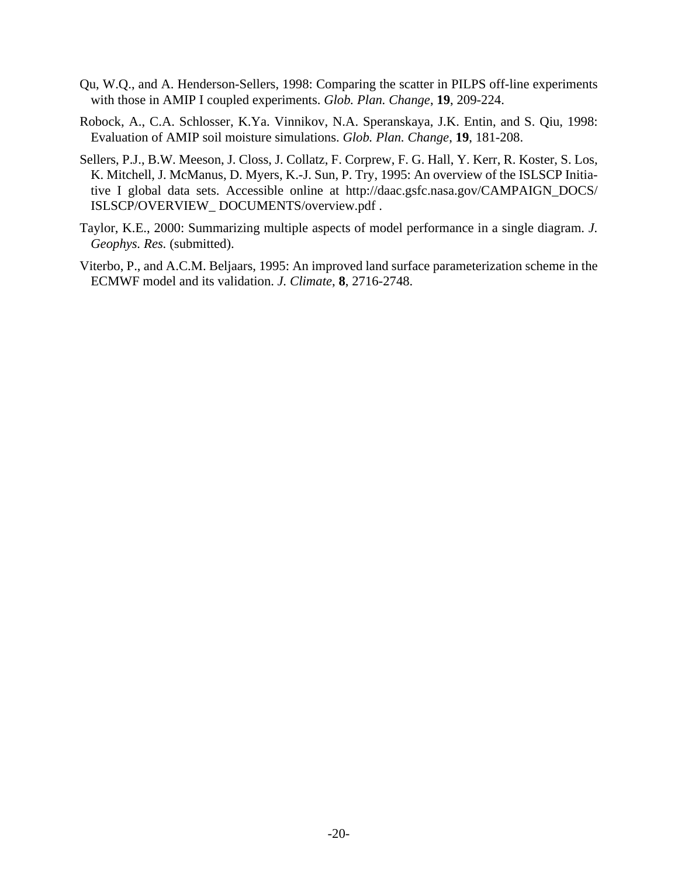Qu, W.Q., and A. Henderson-Sellers, 1998: Comparing the scatter in PILPS off-line experiments with those in AMIP I coupled experiments. *Glob. Plan. Change*, **19**, 209-224.

Robock, A., C.A. Schlosser, K.Ya. Vinnikov, N.A. Speranskaya, J.K. Entin, and S. Qiu, 1998: Evaluation of AMIP soil moisture simulations. *Glob. Plan. Change*, **19**, 181-208.

Sellers, P.J., B.W. Meeson, J. Closs, J. Collatz, F. Corprew, F. G. Hall, Y. Kerr, R. Koster, S. Los, K. Mitchell, J. McManus, D. Myers, K.-J. Sun, P. Try, 1995: An overview of the ISLSCP Initiative I global data sets. Accessible online at http://daac.gsfc.nasa.gov/CAMPAIGN_DOCS/ISLSCP/OVERVIEW_ DOCUMENTS/overview.pdf .

Taylor, K.E., 2000: Summarizing multiple aspects of model performance in a single diagram. *J. Geophys. Res.* (submitted).

Viterbo, P., and A.C.M. Beljaars, 1995: An improved land surface parameterization scheme in the ECMWF model and its validation. *J. Climate*, **8**, 2716-2748.